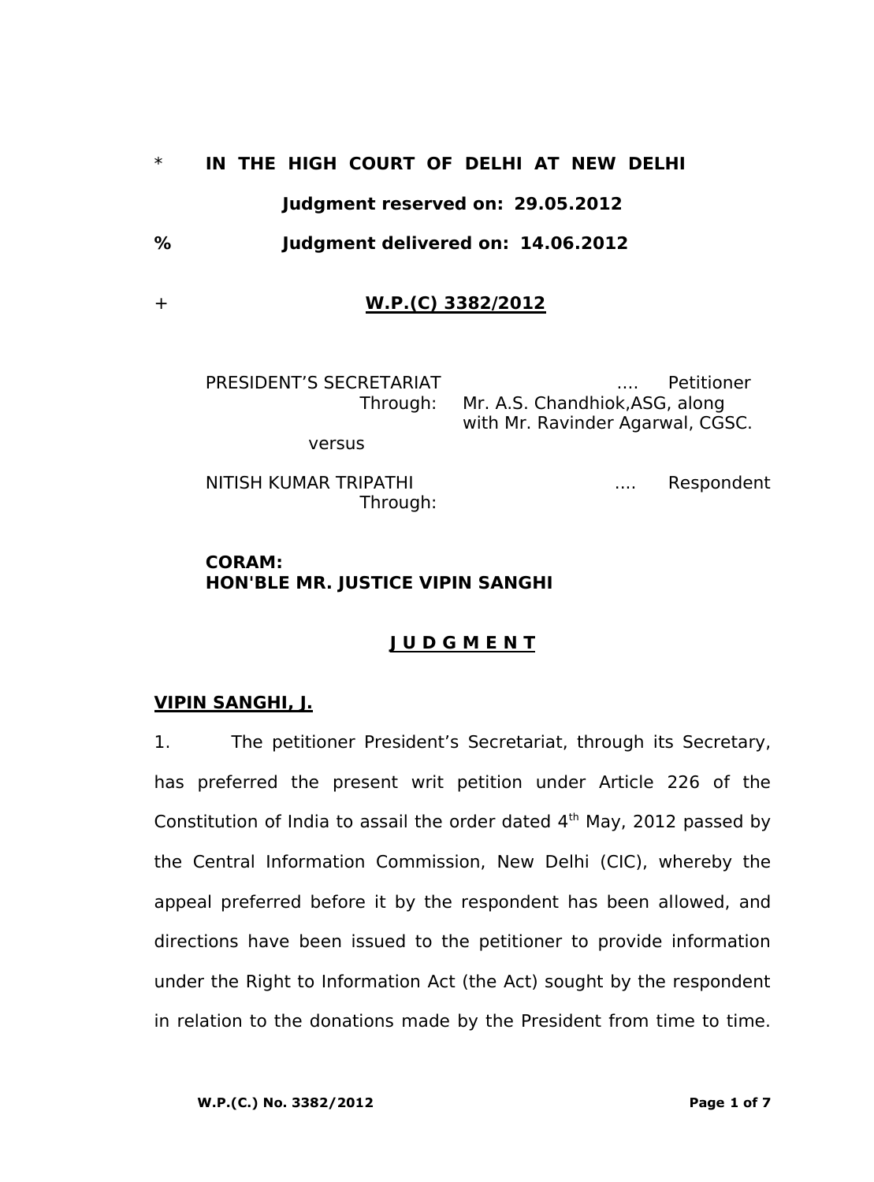\* **IN THE HIGH COURT OF DELHI AT NEW DELHI**

**Judgment reserved on: 29.05.2012**

% **Judgment delivered on: 14.06.2012**

\+ **W.P.(C) 3382/2012**

PRESIDENT'S SECRETARIAT .... Petitioner
Through: Mr. A.S. Chandhiok,ASG, along with Mr. Ravinder Agarwal, CGSC.

versus

NITISH KUMAR TRIPATHI .... Respondent
Through:

**CORAM:**
**HON'BLE MR. JUSTICE VIPIN SANGHI**

**J U D G M E N T**

**VIPIN SANGHI, J.**

1. The petitioner President's Secretariat, through its Secretary, has preferred the present writ petition under Article 226 of the Constitution of India to assail the order dated 4th May, 2012 passed by the Central Information Commission, New Delhi (CIC), whereby the appeal preferred before it by the respondent has been allowed, and directions have been issued to the petitioner to provide information under the Right to Information Act (the Act) sought by the respondent in relation to the donations made by the President from time to time.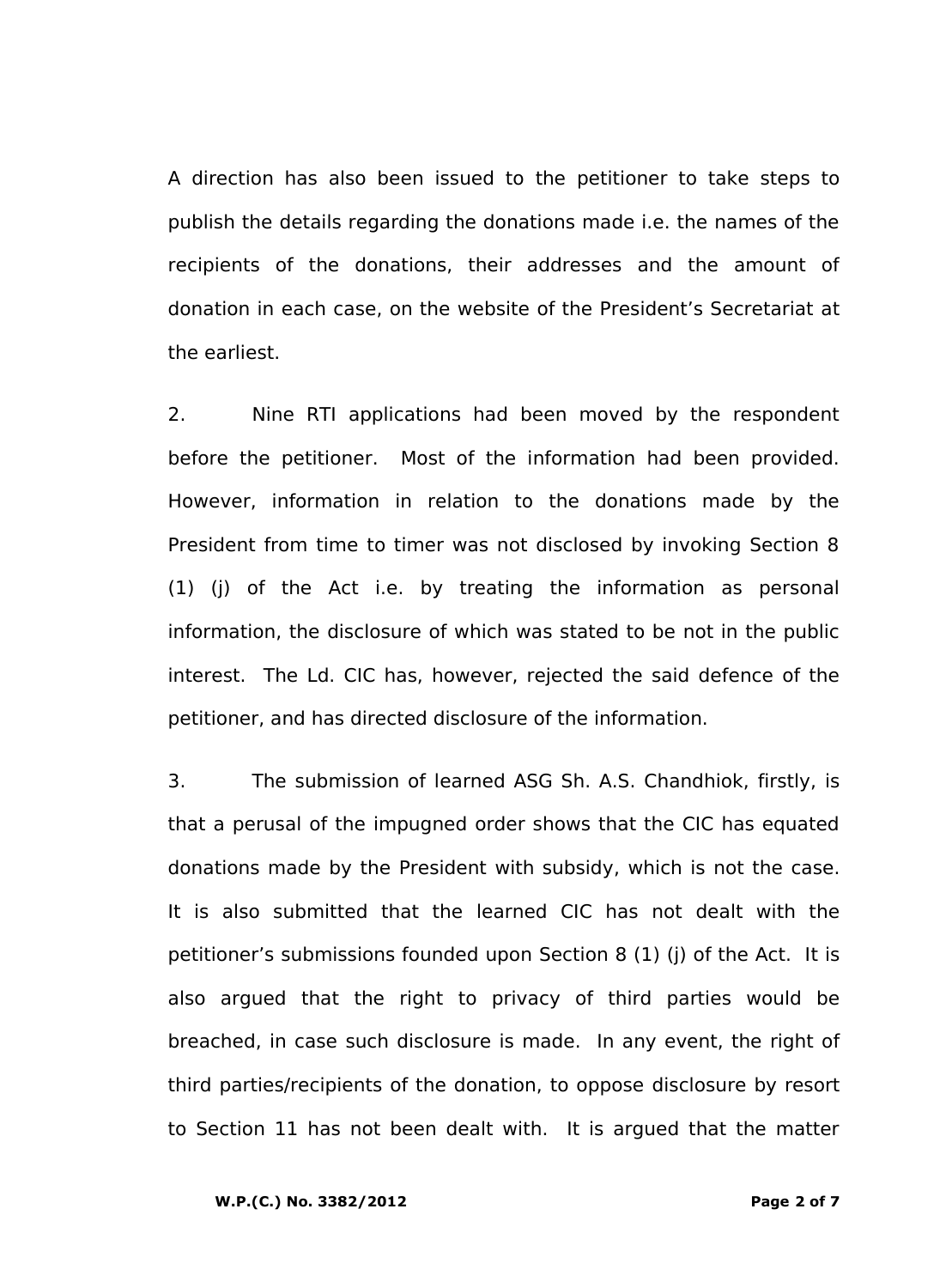A direction has also been issued to the petitioner to take steps to publish the details regarding the donations made i.e. the names of the recipients of the donations, their addresses and the amount of donation in each case, on the website of the President's Secretariat at the earliest.

2. Nine RTI applications had been moved by the respondent before the petitioner. Most of the information had been provided. However, information in relation to the donations made by the President from time to timer was not disclosed by invoking Section 8 (1) (j) of the Act i.e. by treating the information as personal information, the disclosure of which was stated to be not in the public interest. The Ld. CIC has, however, rejected the said defence of the petitioner, and has directed disclosure of the information.

3. The submission of learned ASG Sh. A.S. Chandhiok, firstly, is that a perusal of the impugned order shows that the CIC has equated donations made by the President with subsidy, which is not the case. It is also submitted that the learned CIC has not dealt with the petitioner's submissions founded upon Section 8 (1) (j) of the Act. It is also argued that the right to privacy of third parties would be breached, in case such disclosure is made. In any event, the right of third parties/recipients of the donation, to oppose disclosure by resort to Section 11 has not been dealt with. It is argued that the matter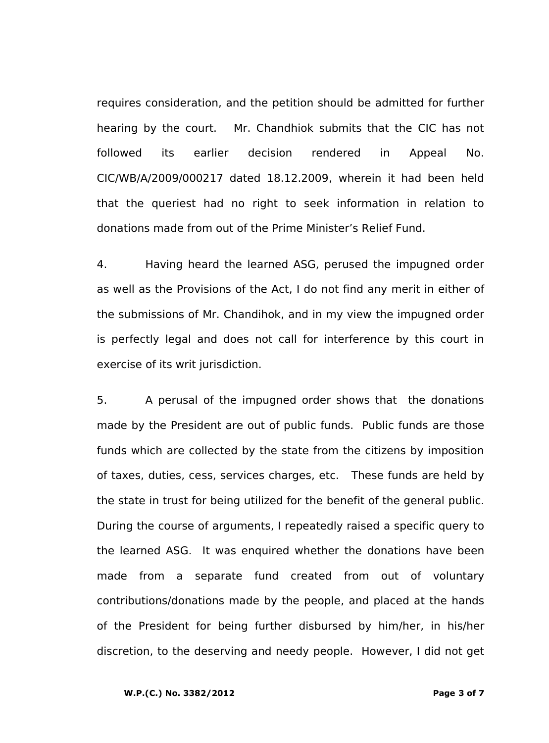requires consideration, and the petition should be admitted for further hearing by the court. Mr. Chandhiok submits that the CIC has not followed its earlier decision rendered in Appeal No. CIC/WB/A/2009/000217 dated 18.12.2009, wherein it had been held that the queriest had no right to seek information in relation to donations made from out of the Prime Minister's Relief Fund.

4. Having heard the learned ASG, perused the impugned order as well as the Provisions of the Act, I do not find any merit in either of the submissions of Mr. Chandihok, and in my view the impugned order is perfectly legal and does not call for interference by this court in exercise of its writ jurisdiction.

5. A perusal of the impugned order shows that the donations made by the President are out of public funds. Public funds are those funds which are collected by the state from the citizens by imposition of taxes, duties, cess, services charges, etc. These funds are held by the state in trust for being utilized for the benefit of the general public. During the course of arguments, I repeatedly raised a specific query to the learned ASG. It was enquired whether the donations have been made from a separate fund created from out of voluntary contributions/donations made by the people, and placed at the hands of the President for being further disbursed by him/her, in his/her discretion, to the deserving and needy people. However, I did not get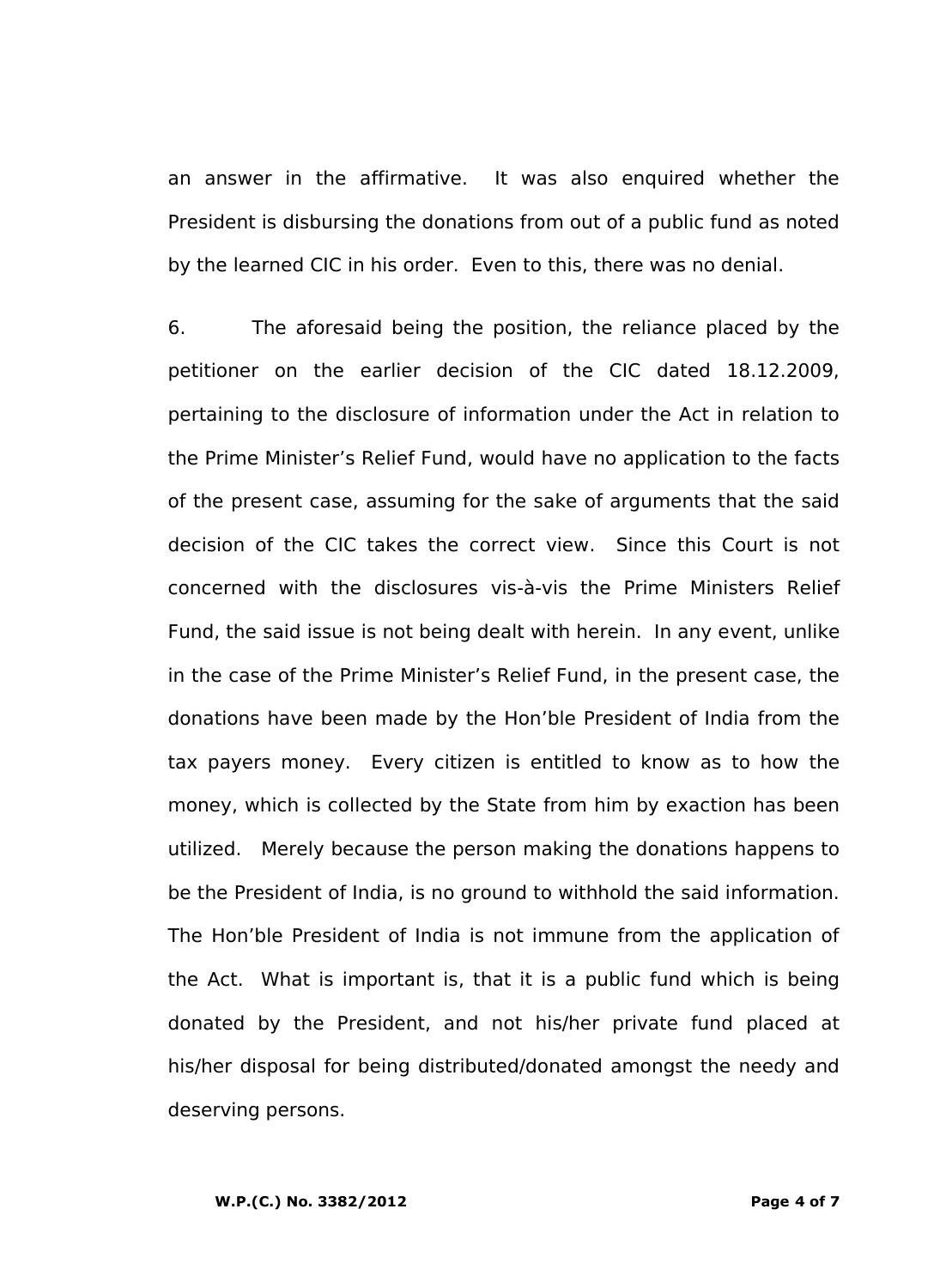an answer in the affirmative. It was also enquired whether the President is disbursing the donations from out of a public fund as noted by the learned CIC in his order. Even to this, there was no denial.

6. The aforesaid being the position, the reliance placed by the petitioner on the earlier decision of the CIC dated 18.12.2009, pertaining to the disclosure of information under the Act in relation to the Prime Minister's Relief Fund, would have no application to the facts of the present case, assuming for the sake of arguments that the said decision of the CIC takes the correct view. Since this Court is not concerned with the disclosures vis-à-vis the Prime Ministers Relief Fund, the said issue is not being dealt with herein. In any event, unlike in the case of the Prime Minister's Relief Fund, in the present case, the donations have been made by the Hon'ble President of India from the tax payers money. Every citizen is entitled to know as to how the money, which is collected by the State from him by exaction has been utilized. Merely because the person making the donations happens to be the President of India, is no ground to withhold the said information. The Hon'ble President of India is not immune from the application of the Act. What is important is, that it is a public fund which is being donated by the President, and not his/her private fund placed at his/her disposal for being distributed/donated amongst the needy and deserving persons.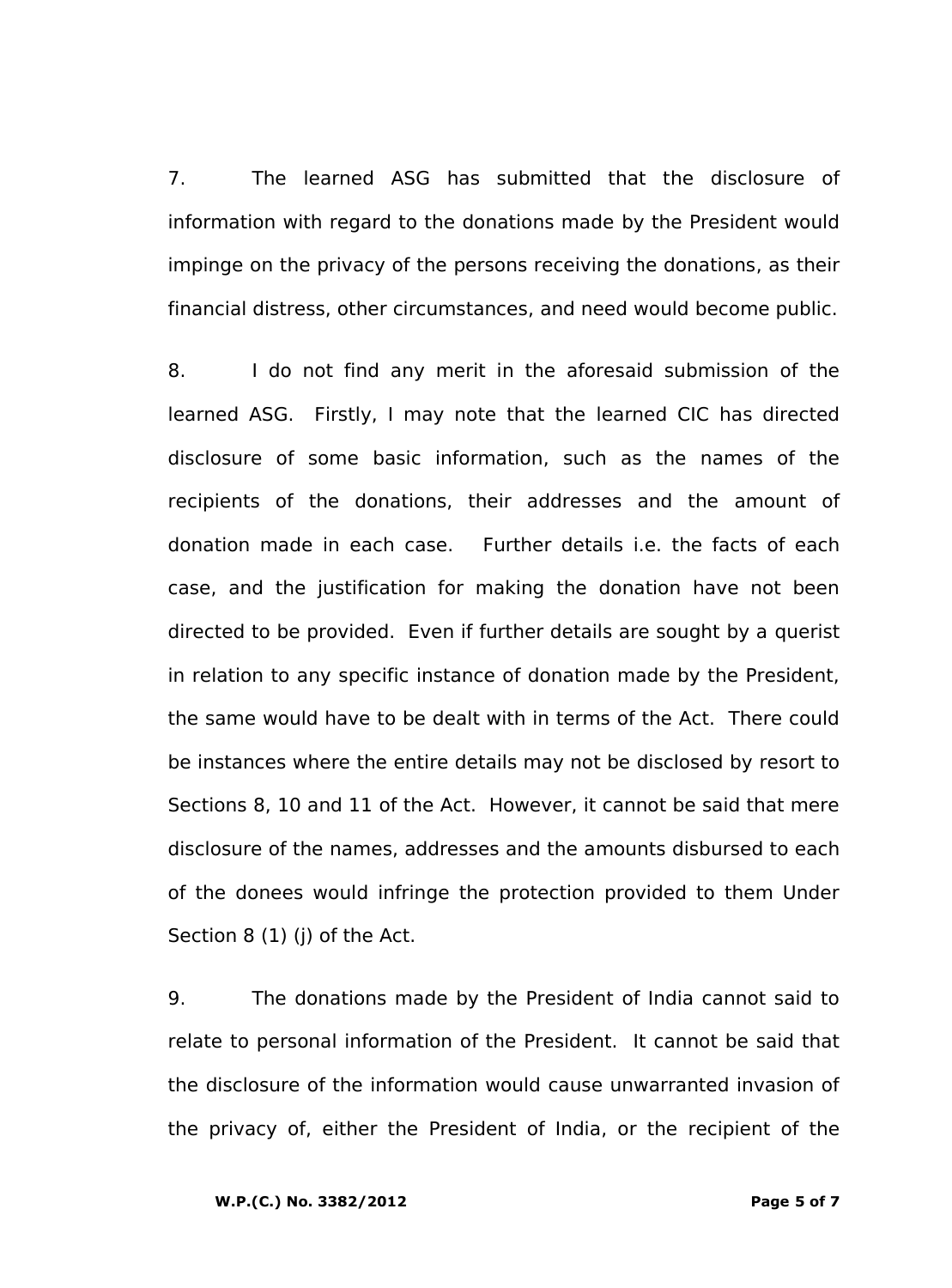7. The learned ASG has submitted that the disclosure of information with regard to the donations made by the President would impinge on the privacy of the persons receiving the donations, as their financial distress, other circumstances, and need would become public.

8. I do not find any merit in the aforesaid submission of the learned ASG. Firstly, I may note that the learned CIC has directed disclosure of some basic information, such as the names of the recipients of the donations, their addresses and the amount of donation made in each case. Further details i.e. the facts of each case, and the justification for making the donation have not been directed to be provided. Even if further details are sought by a querist in relation to any specific instance of donation made by the President, the same would have to be dealt with in terms of the Act. There could be instances where the entire details may not be disclosed by resort to Sections 8, 10 and 11 of the Act. However, it cannot be said that mere disclosure of the names, addresses and the amounts disbursed to each of the donees would infringe the protection provided to them Under Section 8 (1) (j) of the Act.

9. The donations made by the President of India cannot said to relate to personal information of the President. It cannot be said that the disclosure of the information would cause unwarranted invasion of the privacy of, either the President of India, or the recipient of the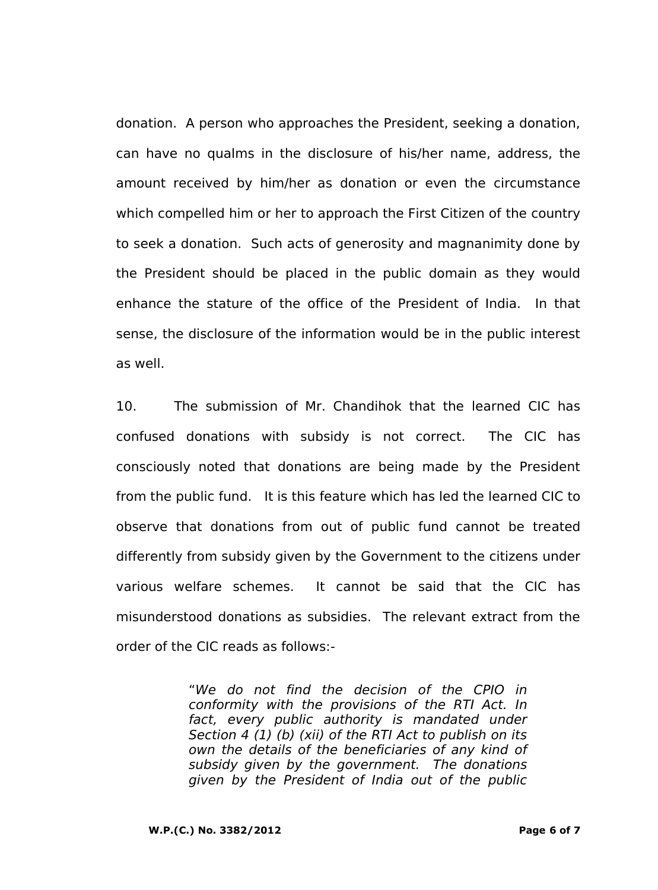donation. A person who approaches the President, seeking a donation, can have no qualms in the disclosure of his/her name, address, the amount received by him/her as donation or even the circumstance which compelled him or her to approach the First Citizen of the country to seek a donation. Such acts of generosity and magnanimity done by the President should be placed in the public domain as they would enhance the stature of the office of the President of India. In that sense, the disclosure of the information would be in the public interest as well.

10. The submission of Mr. Chandihok that the learned CIC has confused donations with subsidy is not correct. The CIC has consciously noted that donations are being made by the President from the public fund. It is this feature which has led the learned CIC to observe that donations from out of public fund cannot be treated differently from subsidy given by the Government to the citizens under various welfare schemes. It cannot be said that the CIC has misunderstood donations as subsidies. The relevant extract from the order of the CIC reads as follows:-

> "*We do not find the decision of the CPIO in conformity with the provisions of the RTI Act. In fact, every public authority is mandated under Section 4 (1) (b) (xii) of the RTI Act to publish on its own the details of the beneficiaries of any kind of subsidy given by the government. The donations given by the President of India out of the public*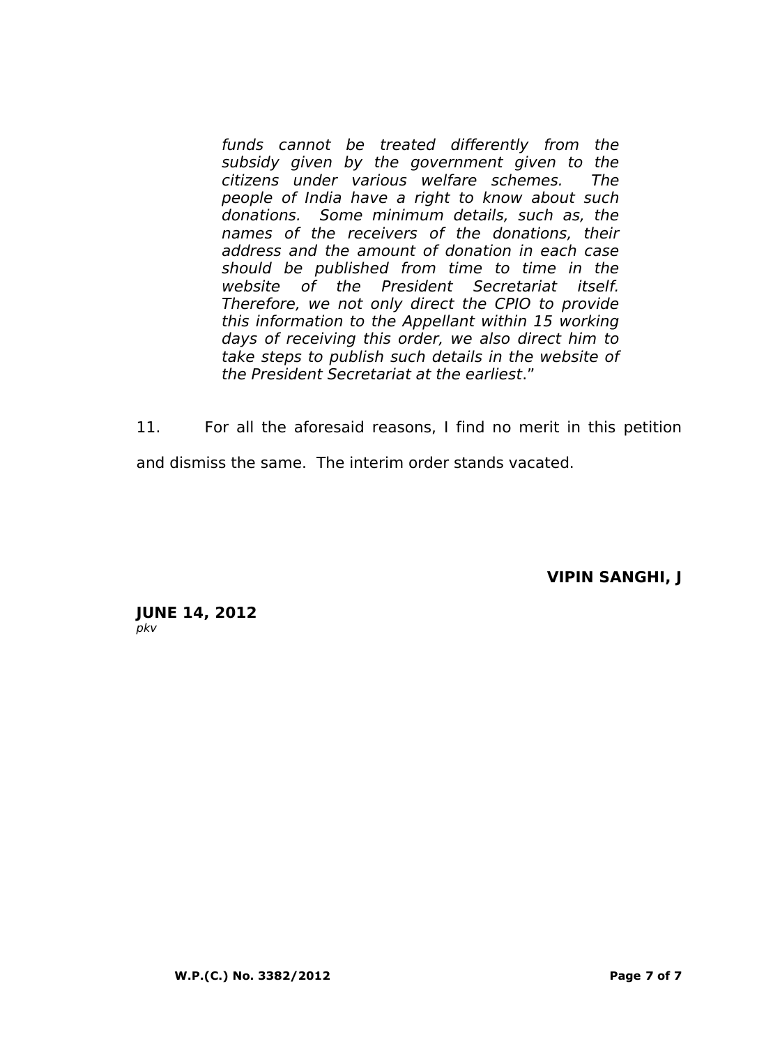> *funds cannot be treated differently from the subsidy given by the government given to the citizens under various welfare schemes. The people of India have a right to know about such donations. Some minimum details, such as, the names of the receivers of the donations, their address and the amount of donation in each case should be published from time to time in the website of the President Secretariat itself. Therefore, we not only direct the CPIO to provide this information to the Appellant within 15 working days of receiving this order, we also direct him to take steps to publish such details in the website of the President Secretariat at the earliest*."

11. For all the aforesaid reasons, I find no merit in this petition and dismiss the same. The interim order stands vacated.

**VIPIN SANGHI, J**

**JUNE 14, 2012**
*pkv*